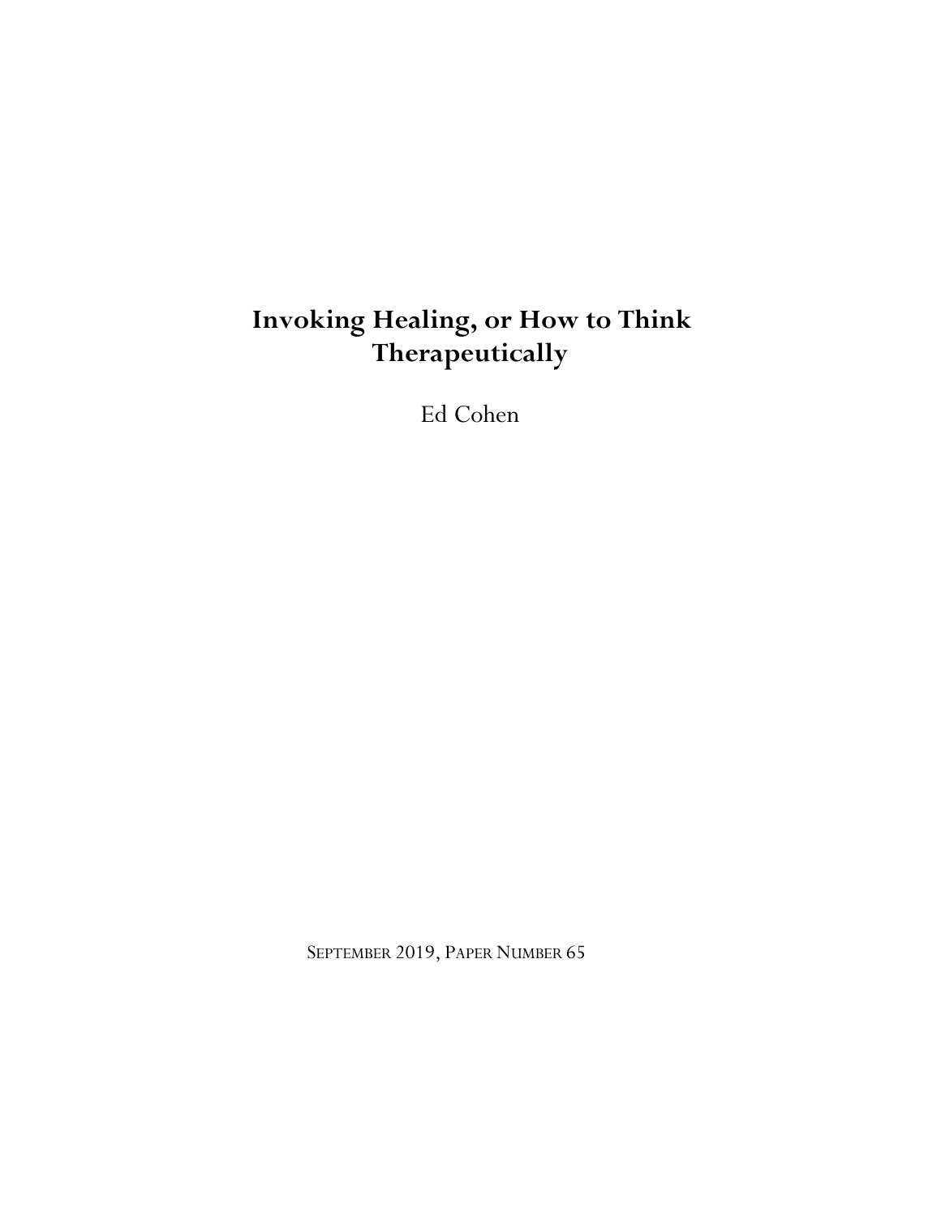# Invoking Healing, or How to Think Therapeutically

Ed Cohen

SEPTEMBER 2019, PAPER NUMBER 65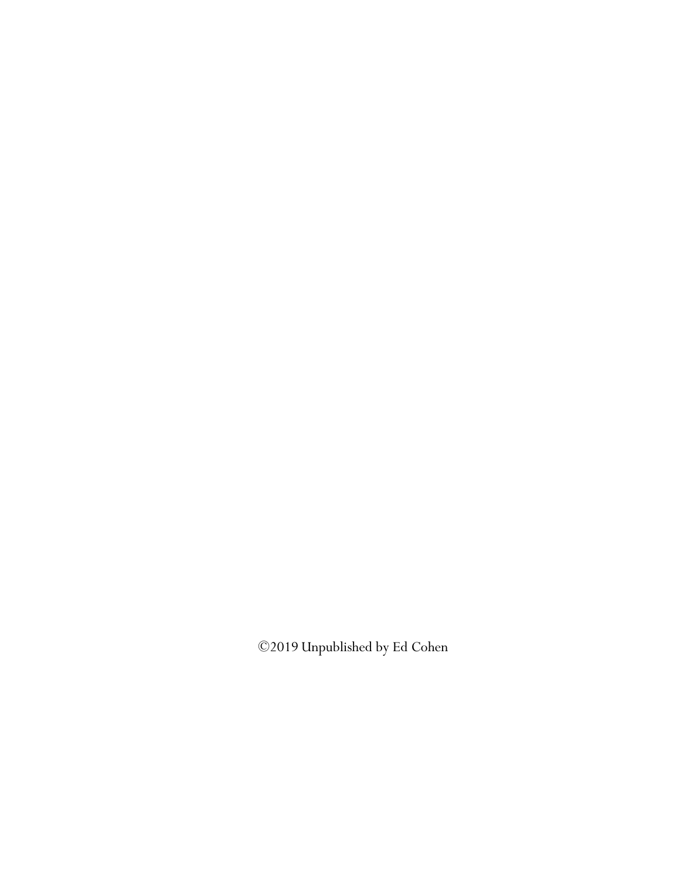©2019 Unpublished by Ed Cohen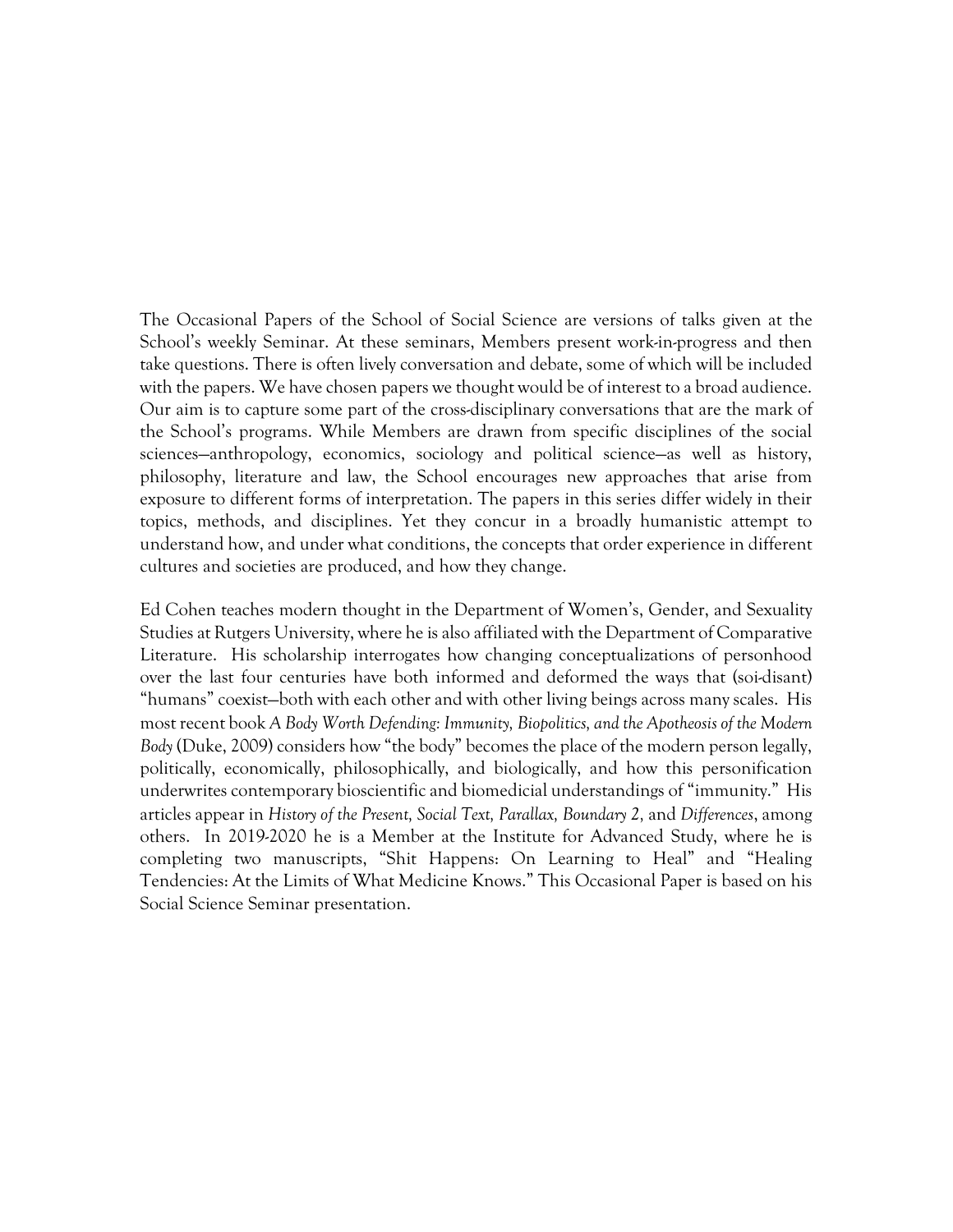The Occasional Papers of the School of Social Science are versions of talks given at the School's weekly Seminar. At these seminars, Members present work-in-progress and then take questions. There is often lively conversation and debate, some of which will be included with the papers. We have chosen papers we thought would be of interest to a broad audience. Our aim is to capture some part of the cross-disciplinary conversations that are the mark of the School's programs. While Members are drawn from specific disciplines of the social sciences—anthropology, economics, sociology and political science—as well as history, philosophy, literature and law, the School encourages new approaches that arise from exposure to different forms of interpretation. The papers in this series differ widely in their topics, methods, and disciplines. Yet they concur in a broadly humanistic attempt to understand how, and under what conditions, the concepts that order experience in different cultures and societies are produced, and how they change.

Ed Cohen teaches modern thought in the Department of Women's, Gender, and Sexuality Studies at Rutgers University, where he is also affiliated with the Department of Comparative Literature. His scholarship interrogates how changing conceptualizations of personhood over the last four centuries have both informed and deformed the ways that (soi-disant) "humans" coexist—both with each other and with other living beings across many scales. His most recent book *A Body Worth Defending: Immunity, Biopolitics, and the Apotheosis of the Modern Body* (Duke, 2009) considers how "the body" becomes the place of the modern person legally, politically, economically, philosophically, and biologically, and how this personification underwrites contemporary bioscientific and biomedicial understandings of "immunity." His articles appear in *History of the Present, Social Text, Parallax, Boundary 2,* and *Differences*, among others. In 2019-2020 he is a Member at the Institute for Advanced Study, where he is completing two manuscripts, "Shit Happens: On Learning to Heal" and "Healing Tendencies: At the Limits of What Medicine Knows." This Occasional Paper is based on his Social Science Seminar presentation.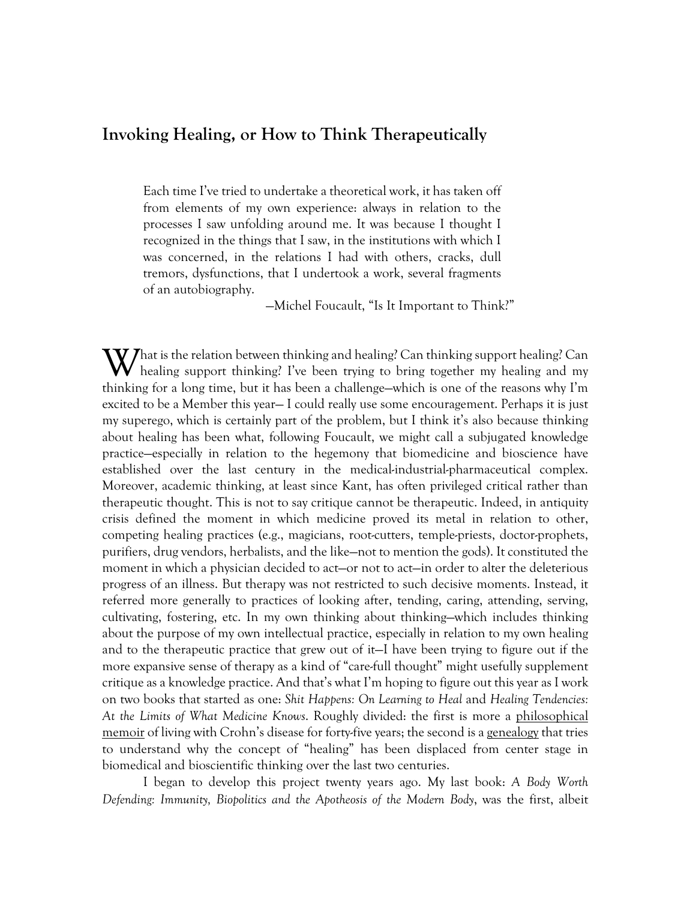## Invoking Healing, or How to Think Therapeutically

> Each time I've tried to undertake a theoretical work, it has taken off from elements of my own experience: always in relation to the processes I saw unfolding around me. It was because I thought I recognized in the things that I saw, in the institutions with which I was concerned, in the relations I had with others, cracks, dull tremors, dysfunctions, that I undertook a work, several fragments of an autobiography.
>
> —Michel Foucault, "Is It Important to Think?"

What is the relation between thinking and healing? Can thinking support healing? Can healing support thinking? I've been trying to bring together my healing and my thinking for a long time, but it has been a challenge—which is one of the reasons why I'm excited to be a Member this year— I could really use some encouragement. Perhaps it is just my superego, which is certainly part of the problem, but I think it's also because thinking about healing has been what, following Foucault, we might call a subjugated knowledge practice—especially in relation to the hegemony that biomedicine and bioscience have established over the last century in the medical-industrial-pharmaceutical complex. Moreover, academic thinking, at least since Kant, has often privileged critical rather than therapeutic thought. This is not to say critique cannot be therapeutic. Indeed, in antiquity crisis defined the moment in which medicine proved its metal in relation to other, competing healing practices (e.g., magicians, root-cutters, temple-priests, doctor-prophets, purifiers, drug vendors, herbalists, and the like—not to mention the gods). It constituted the moment in which a physician decided to act—or not to act—in order to alter the deleterious progress of an illness. But therapy was not restricted to such decisive moments. Instead, it referred more generally to practices of looking after, tending, caring, attending, serving, cultivating, fostering, etc. In my own thinking about thinking—which includes thinking about the purpose of my own intellectual practice, especially in relation to my own healing and to the therapeutic practice that grew out of it—I have been trying to figure out if the more expansive sense of therapy as a kind of "care-full thought" might usefully supplement critique as a knowledge practice. And that's what I'm hoping to figure out this year as I work on two books that started as one: *Shit Happens: On Learning to Heal* and *Healing Tendencies: At the Limits of What Medicine Knows*. Roughly divided: the first is more a philosophical memoir of living with Crohn's disease for forty-five years; the second is a genealogy that tries to understand why the concept of "healing" has been displaced from center stage in biomedical and bioscientific thinking over the last two centuries.

I began to develop this project twenty years ago. My last book: *A Body Worth Defending: Immunity, Biopolitics and the Apotheosis of the Modern Body*, was the first, albeit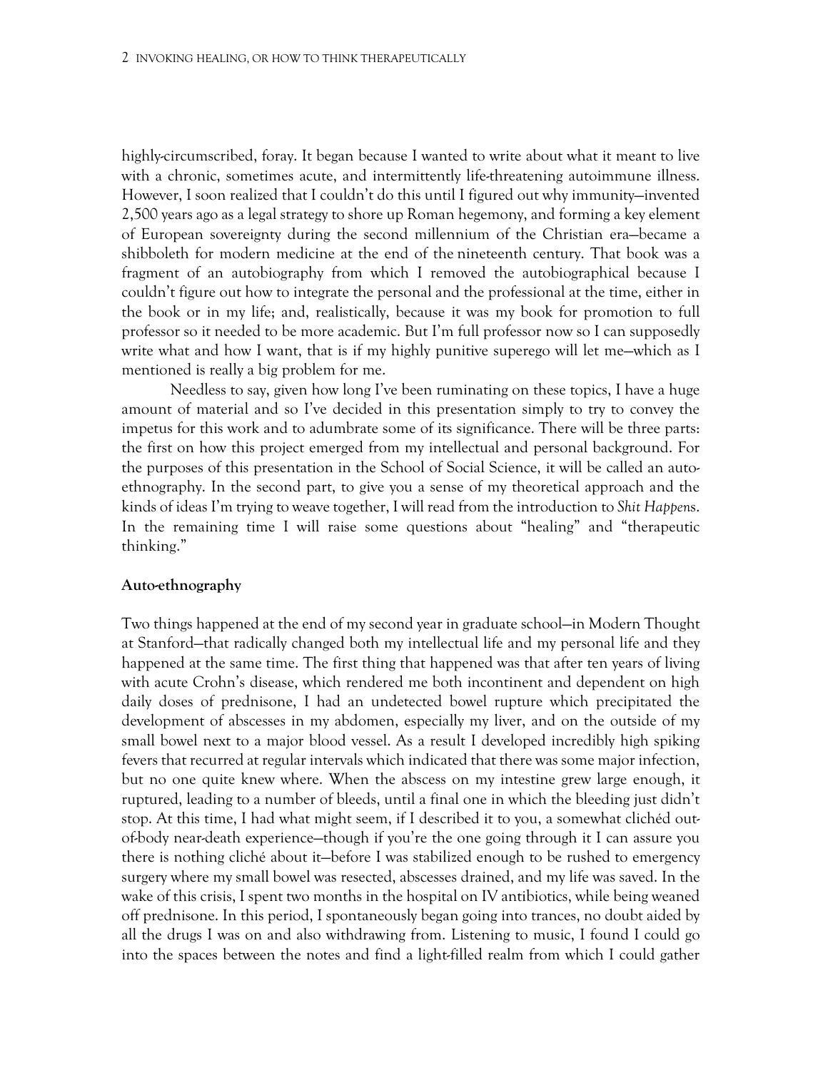highly-circumscribed, foray. It began because I wanted to write about what it meant to live with a chronic, sometimes acute, and intermittently life-threatening autoimmune illness. However, I soon realized that I couldn't do this until I figured out why immunity—invented 2,500 years ago as a legal strategy to shore up Roman hegemony, and forming a key element of European sovereignty during the second millennium of the Christian era—became a shibboleth for modern medicine at the end of the nineteenth century. That book was a fragment of an autobiography from which I removed the autobiographical because I couldn't figure out how to integrate the personal and the professional at the time, either in the book or in my life; and, realistically, because it was my book for promotion to full professor so it needed to be more academic. But I'm full professor now so I can supposedly write what and how I want, that is if my highly punitive superego will let me—which as I mentioned is really a big problem for me.

Needless to say, given how long I've been ruminating on these topics, I have a huge amount of material and so I've decided in this presentation simply to try to convey the impetus for this work and to adumbrate some of its significance. There will be three parts: the first on how this project emerged from my intellectual and personal background. For the purposes of this presentation in the School of Social Science, it will be called an auto-ethnography. In the second part, to give you a sense of my theoretical approach and the kinds of ideas I'm trying to weave together, I will read from the introduction to *Shit Happens*. In the remaining time I will raise some questions about "healing" and "therapeutic thinking."

## Auto-ethnography

Two things happened at the end of my second year in graduate school—in Modern Thought at Stanford—that radically changed both my intellectual life and my personal life and they happened at the same time. The first thing that happened was that after ten years of living with acute Crohn's disease, which rendered me both incontinent and dependent on high daily doses of prednisone, I had an undetected bowel rupture which precipitated the development of abscesses in my abdomen, especially my liver, and on the outside of my small bowel next to a major blood vessel. As a result I developed incredibly high spiking fevers that recurred at regular intervals which indicated that there was some major infection, but no one quite knew where. When the abscess on my intestine grew large enough, it ruptured, leading to a number of bleeds, until a final one in which the bleeding just didn't stop. At this time, I had what might seem, if I described it to you, a somewhat clichéd out-of-body near-death experience—though if you're the one going through it I can assure you there is nothing cliché about it—before I was stabilized enough to be rushed to emergency surgery where my small bowel was resected, abscesses drained, and my life was saved. In the wake of this crisis, I spent two months in the hospital on IV antibiotics, while being weaned off prednisone. In this period, I spontaneously began going into trances, no doubt aided by all the drugs I was on and also withdrawing from. Listening to music, I found I could go into the spaces between the notes and find a light-filled realm from which I could gather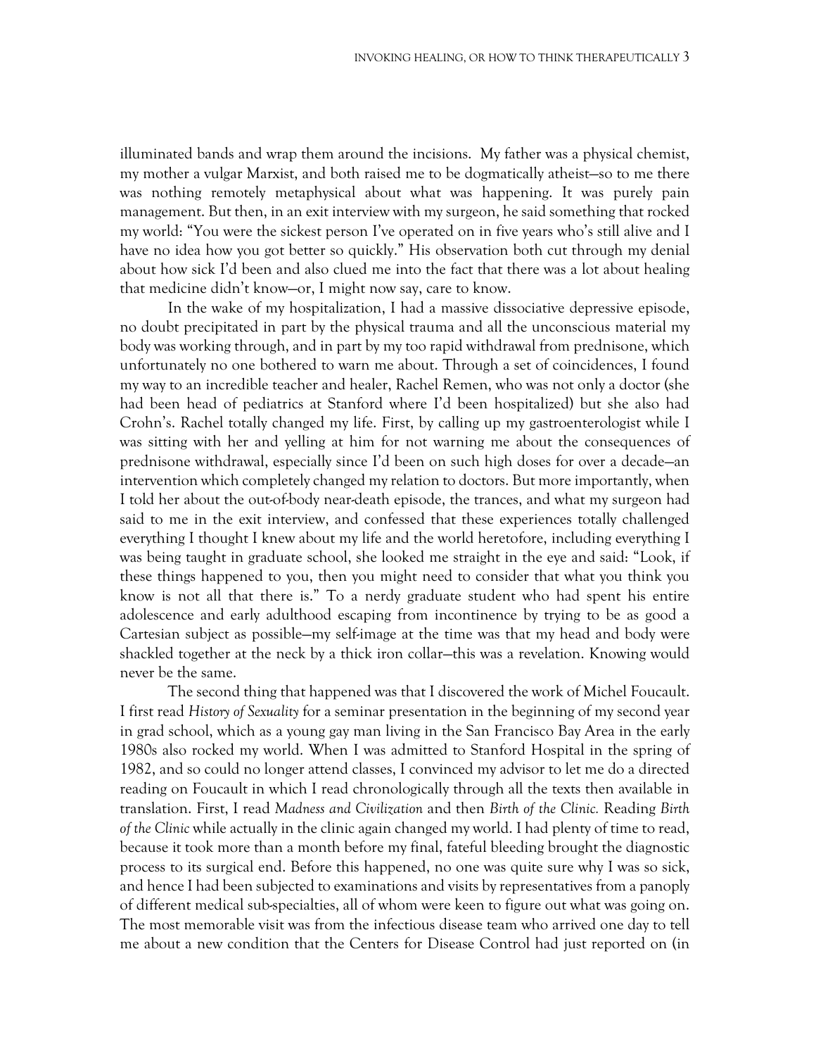illuminated bands and wrap them around the incisions. My father was a physical chemist, my mother a vulgar Marxist, and both raised me to be dogmatically atheist—so to me there was nothing remotely metaphysical about what was happening. It was purely pain management. But then, in an exit interview with my surgeon, he said something that rocked my world: "You were the sickest person I've operated on in five years who's still alive and I have no idea how you got better so quickly." His observation both cut through my denial about how sick I'd been and also clued me into the fact that there was a lot about healing that medicine didn't know—or, I might now say, care to know.

In the wake of my hospitalization, I had a massive dissociative depressive episode, no doubt precipitated in part by the physical trauma and all the unconscious material my body was working through, and in part by my too rapid withdrawal from prednisone, which unfortunately no one bothered to warn me about. Through a set of coincidences, I found my way to an incredible teacher and healer, Rachel Remen, who was not only a doctor (she had been head of pediatrics at Stanford where I'd been hospitalized) but she also had Crohn's. Rachel totally changed my life. First, by calling up my gastroenterologist while I was sitting with her and yelling at him for not warning me about the consequences of prednisone withdrawal, especially since I'd been on such high doses for over a decade—an intervention which completely changed my relation to doctors. But more importantly, when I told her about the out-of-body near-death episode, the trances, and what my surgeon had said to me in the exit interview, and confessed that these experiences totally challenged everything I thought I knew about my life and the world heretofore, including everything I was being taught in graduate school, she looked me straight in the eye and said: "Look, if these things happened to you, then you might need to consider that what you think you know is not all that there is." To a nerdy graduate student who had spent his entire adolescence and early adulthood escaping from incontinence by trying to be as good a Cartesian subject as possible—my self-image at the time was that my head and body were shackled together at the neck by a thick iron collar—this was a revelation. Knowing would never be the same.

The second thing that happened was that I discovered the work of Michel Foucault. I first read *History of Sexuality* for a seminar presentation in the beginning of my second year in grad school, which as a young gay man living in the San Francisco Bay Area in the early 1980s also rocked my world. When I was admitted to Stanford Hospital in the spring of 1982, and so could no longer attend classes, I convinced my advisor to let me do a directed reading on Foucault in which I read chronologically through all the texts then available in translation. First, I read *Madness and Civilization* and then *Birth of the Clinic.* Reading *Birth of the Clinic* while actually in the clinic again changed my world. I had plenty of time to read, because it took more than a month before my final, fateful bleeding brought the diagnostic process to its surgical end. Before this happened, no one was quite sure why I was so sick, and hence I had been subjected to examinations and visits by representatives from a panoply of different medical sub-specialties, all of whom were keen to figure out what was going on. The most memorable visit was from the infectious disease team who arrived one day to tell me about a new condition that the Centers for Disease Control had just reported on (in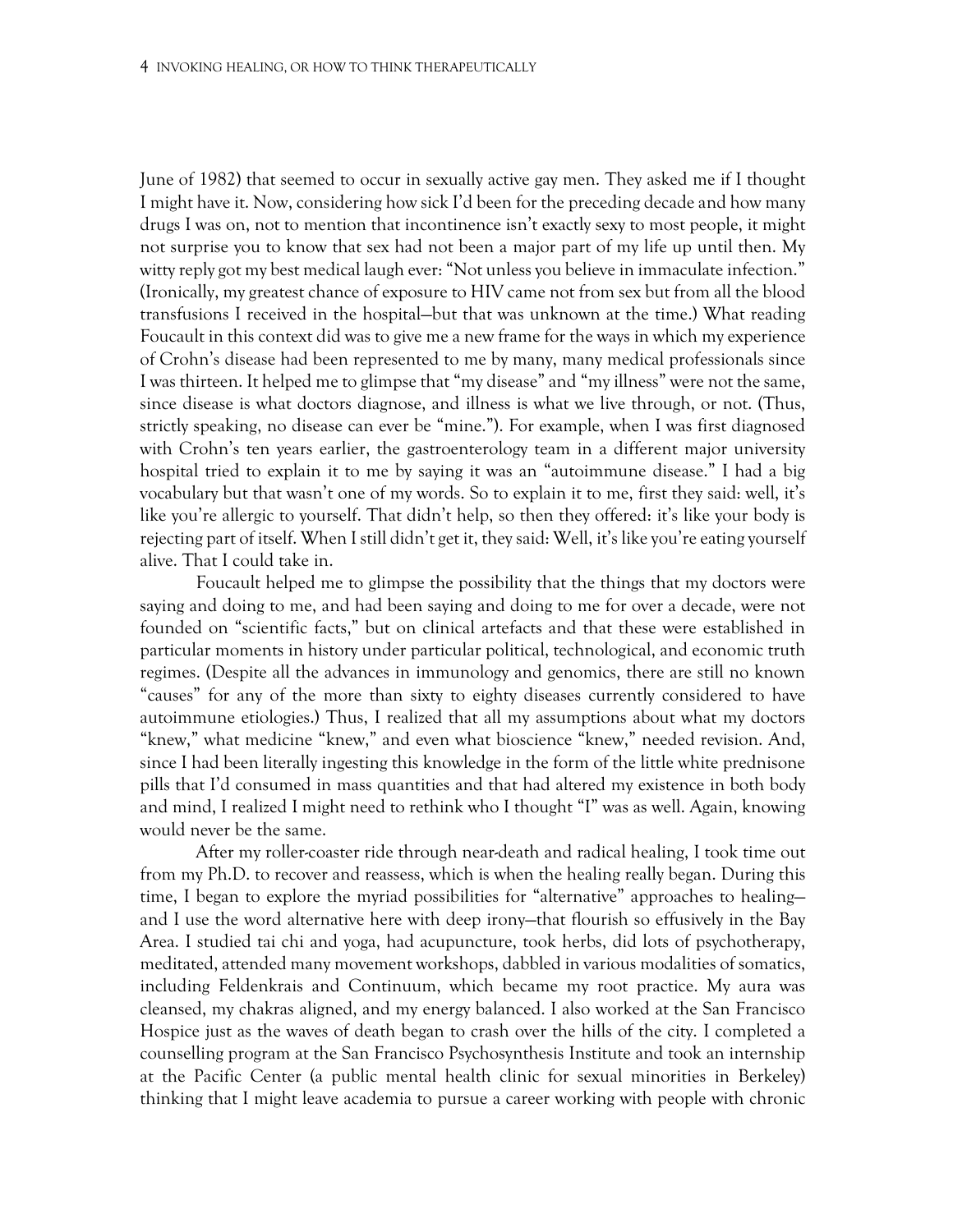June of 1982) that seemed to occur in sexually active gay men. They asked me if I thought I might have it. Now, considering how sick I'd been for the preceding decade and how many drugs I was on, not to mention that incontinence isn't exactly sexy to most people, it might not surprise you to know that sex had not been a major part of my life up until then. My witty reply got my best medical laugh ever: "Not unless you believe in immaculate infection." (Ironically, my greatest chance of exposure to HIV came not from sex but from all the blood transfusions I received in the hospital—but that was unknown at the time.) What reading Foucault in this context did was to give me a new frame for the ways in which my experience of Crohn's disease had been represented to me by many, many medical professionals since I was thirteen. It helped me to glimpse that "my disease" and "my illness" were not the same, since disease is what doctors diagnose, and illness is what we live through, or not. (Thus, strictly speaking, no disease can ever be "mine."). For example, when I was first diagnosed with Crohn's ten years earlier, the gastroenterology team in a different major university hospital tried to explain it to me by saying it was an "autoimmune disease." I had a big vocabulary but that wasn't one of my words. So to explain it to me, first they said: well, it's like you're allergic to yourself. That didn't help, so then they offered: it's like your body is rejecting part of itself. When I still didn't get it, they said: Well, it's like you're eating yourself alive. That I could take in.

Foucault helped me to glimpse the possibility that the things that my doctors were saying and doing to me, and had been saying and doing to me for over a decade, were not founded on "scientific facts," but on clinical artefacts and that these were established in particular moments in history under particular political, technological, and economic truth regimes. (Despite all the advances in immunology and genomics, there are still no known "causes" for any of the more than sixty to eighty diseases currently considered to have autoimmune etiologies.) Thus, I realized that all my assumptions about what my doctors "knew," what medicine "knew," and even what bioscience "knew," needed revision. And, since I had been literally ingesting this knowledge in the form of the little white prednisone pills that I'd consumed in mass quantities and that had altered my existence in both body and mind, I realized I might need to rethink who I thought "I" was as well. Again, knowing would never be the same.

After my roller-coaster ride through near-death and radical healing, I took time out from my Ph.D. to recover and reassess, which is when the healing really began. During this time, I began to explore the myriad possibilities for "alternative" approaches to healing—and I use the word alternative here with deep irony—that flourish so effusively in the Bay Area. I studied tai chi and yoga, had acupuncture, took herbs, did lots of psychotherapy, meditated, attended many movement workshops, dabbled in various modalities of somatics, including Feldenkrais and Continuum, which became my root practice. My aura was cleansed, my chakras aligned, and my energy balanced. I also worked at the San Francisco Hospice just as the waves of death began to crash over the hills of the city. I completed a counselling program at the San Francisco Psychosynthesis Institute and took an internship at the Pacific Center (a public mental health clinic for sexual minorities in Berkeley) thinking that I might leave academia to pursue a career working with people with chronic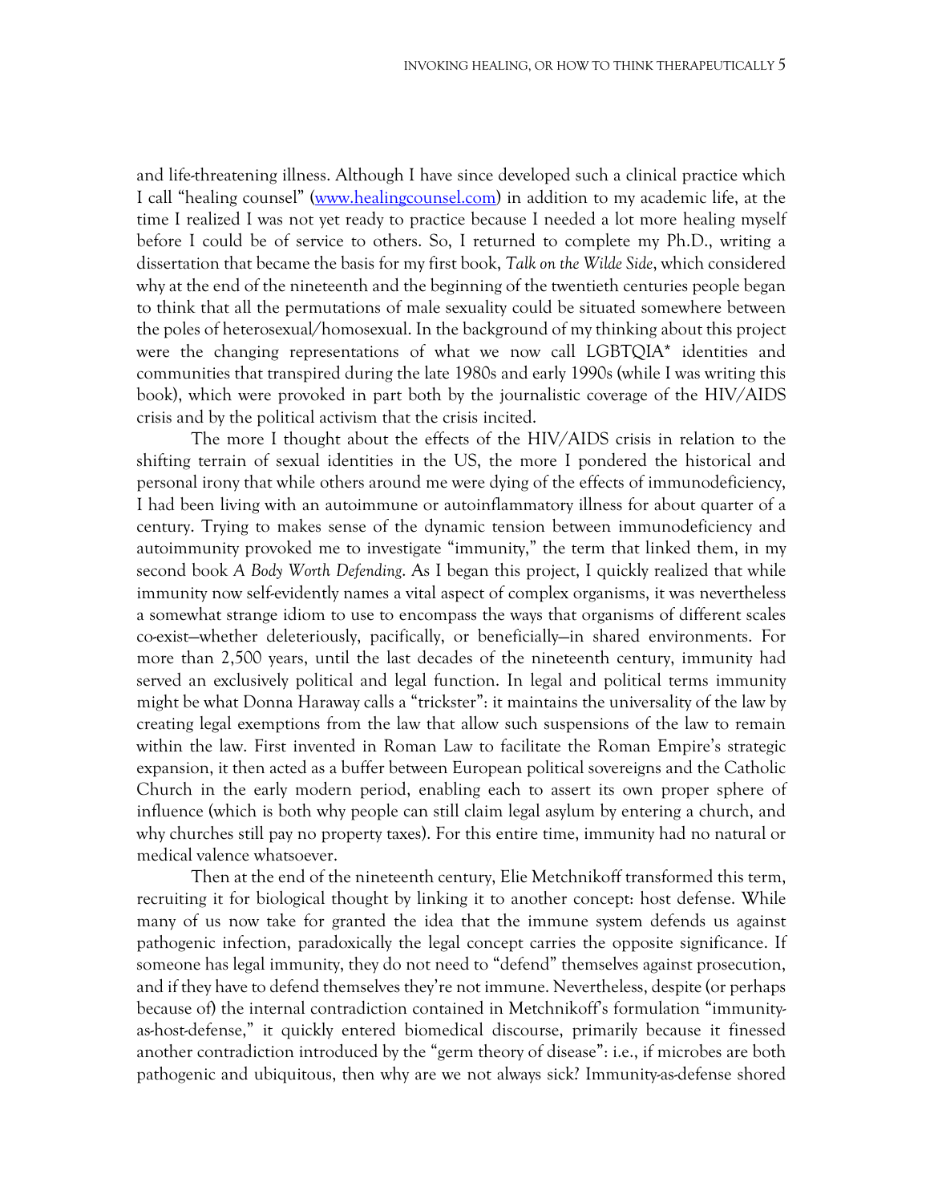and life-threatening illness. Although I have since developed such a clinical practice which I call "healing counsel" ([www.healingcounsel.com](www.healingcounsel.com)) in addition to my academic life, at the time I realized I was not yet ready to practice because I needed a lot more healing myself before I could be of service to others. So, I returned to complete my Ph.D., writing a dissertation that became the basis for my first book, *Talk on the Wilde Side*, which considered why at the end of the nineteenth and the beginning of the twentieth centuries people began to think that all the permutations of male sexuality could be situated somewhere between the poles of heterosexual/homosexual. In the background of my thinking about this project were the changing representations of what we now call LGBTQIA* identities and communities that transpired during the late 1980s and early 1990s (while I was writing this book), which were provoked in part both by the journalistic coverage of the HIV/AIDS crisis and by the political activism that the crisis incited.

The more I thought about the effects of the HIV/AIDS crisis in relation to the shifting terrain of sexual identities in the US, the more I pondered the historical and personal irony that while others around me were dying of the effects of immunodeficiency, I had been living with an autoimmune or autoinflammatory illness for about quarter of a century. Trying to makes sense of the dynamic tension between immunodeficiency and autoimmunity provoked me to investigate "immunity," the term that linked them, in my second book *A Body Worth Defending*. As I began this project, I quickly realized that while immunity now self-evidently names a vital aspect of complex organisms, it was nevertheless a somewhat strange idiom to use to encompass the ways that organisms of different scales co-exist—whether deleteriously, pacifically, or beneficially—in shared environments. For more than 2,500 years, until the last decades of the nineteenth century, immunity had served an exclusively political and legal function. In legal and political terms immunity might be what Donna Haraway calls a "trickster": it maintains the universality of the law by creating legal exemptions from the law that allow such suspensions of the law to remain within the law. First invented in Roman Law to facilitate the Roman Empire's strategic expansion, it then acted as a buffer between European political sovereigns and the Catholic Church in the early modern period, enabling each to assert its own proper sphere of influence (which is both why people can still claim legal asylum by entering a church, and why churches still pay no property taxes). For this entire time, immunity had no natural or medical valence whatsoever.

Then at the end of the nineteenth century, Elie Metchnikoff transformed this term, recruiting it for biological thought by linking it to another concept: host defense. While many of us now take for granted the idea that the immune system defends us against pathogenic infection, paradoxically the legal concept carries the opposite significance. If someone has legal immunity, they do not need to "defend" themselves against prosecution, and if they have to defend themselves they're not immune. Nevertheless, despite (or perhaps because of) the internal contradiction contained in Metchnikoff's formulation "immunity-as-host-defense," it quickly entered biomedical discourse, primarily because it finessed another contradiction introduced by the "germ theory of disease": i.e., if microbes are both pathogenic and ubiquitous, then why are we not always sick? Immunity-as-defense shored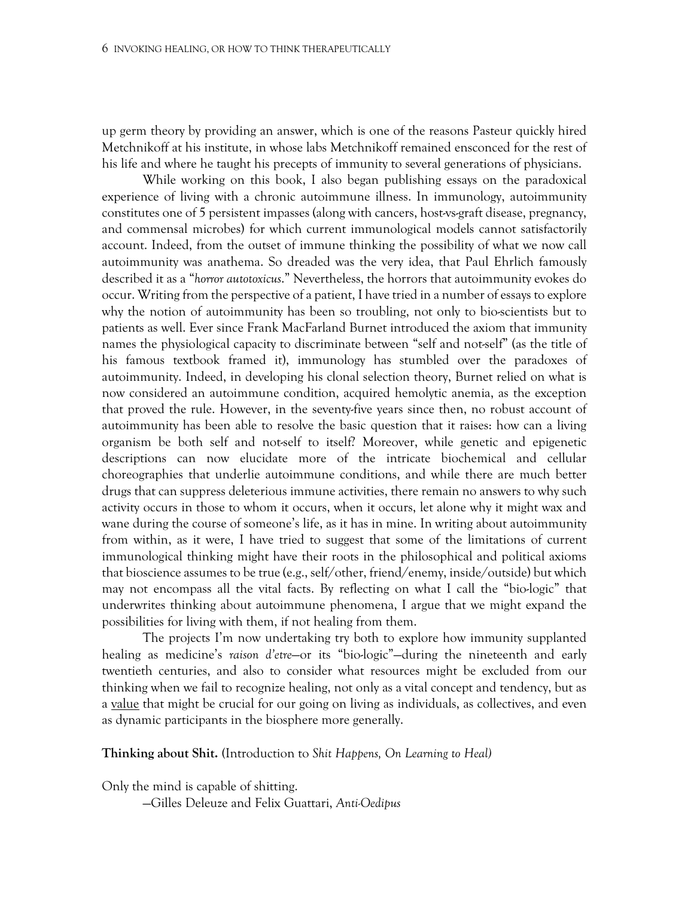up germ theory by providing an answer, which is one of the reasons Pasteur quickly hired Metchnikoff at his institute, in whose labs Metchnikoff remained ensconced for the rest of his life and where he taught his precepts of immunity to several generations of physicians.

While working on this book, I also began publishing essays on the paradoxical experience of living with a chronic autoimmune illness. In immunology, autoimmunity constitutes one of 5 persistent impasses (along with cancers, host-vs-graft disease, pregnancy, and commensal microbes) for which current immunological models cannot satisfactorily account. Indeed, from the outset of immune thinking the possibility of what we now call autoimmunity was anathema. So dreaded was the very idea, that Paul Ehrlich famously described it as a "*horror autotoxicus*." Nevertheless, the horrors that autoimmunity evokes do occur. Writing from the perspective of a patient, I have tried in a number of essays to explore why the notion of autoimmunity has been so troubling, not only to bio-scientists but to patients as well. Ever since Frank MacFarland Burnet introduced the axiom that immunity names the physiological capacity to discriminate between "self and not-self" (as the title of his famous textbook framed it), immunology has stumbled over the paradoxes of autoimmunity. Indeed, in developing his clonal selection theory, Burnet relied on what is now considered an autoimmune condition, acquired hemolytic anemia, as the exception that proved the rule. However, in the seventy-five years since then, no robust account of autoimmunity has been able to resolve the basic question that it raises: how can a living organism be both self and not-self to itself? Moreover, while genetic and epigenetic descriptions can now elucidate more of the intricate biochemical and cellular choreographies that underlie autoimmune conditions, and while there are much better drugs that can suppress deleterious immune activities, there remain no answers to why such activity occurs in those to whom it occurs, when it occurs, let alone why it might wax and wane during the course of someone's life, as it has in mine. In writing about autoimmunity from within, as it were, I have tried to suggest that some of the limitations of current immunological thinking might have their roots in the philosophical and political axioms that bioscience assumes to be true (e.g., self/other, friend/enemy, inside/outside) but which may not encompass all the vital facts. By reflecting on what I call the "bio-logic" that underwrites thinking about autoimmune phenomena, I argue that we might expand the possibilities for living with them, if not healing from them.

The projects I'm now undertaking try both to explore how immunity supplanted healing as medicine's *raison d'etre*—or its "bio-logic"—during the nineteenth and early twentieth centuries, and also to consider what resources might be excluded from our thinking when we fail to recognize healing, not only as a vital concept and tendency, but as a <u>value</u> that might be crucial for our going on living as individuals, as collectives, and even as dynamic participants in the biosphere more generally.

**Thinking about Shit.** (Introduction to *Shit Happens, On Learning to Heal)*

Only the mind is capable of shitting.

—Gilles Deleuze and Felix Guattari, *Anti-Oedipus*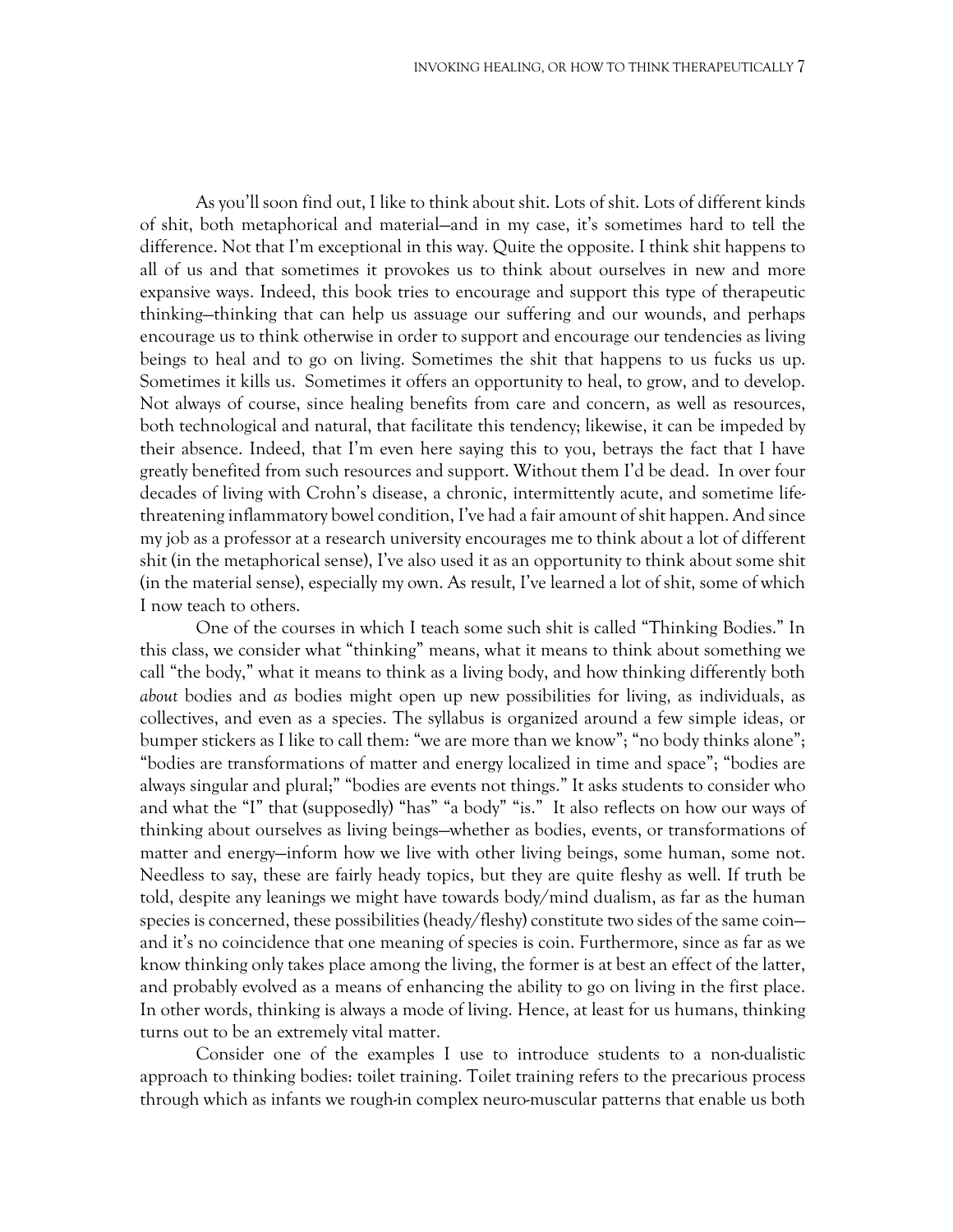As you'll soon find out, I like to think about shit. Lots of shit. Lots of different kinds of shit, both metaphorical and material—and in my case, it's sometimes hard to tell the difference. Not that I'm exceptional in this way. Quite the opposite. I think shit happens to all of us and that sometimes it provokes us to think about ourselves in new and more expansive ways. Indeed, this book tries to encourage and support this type of therapeutic thinking—thinking that can help us assuage our suffering and our wounds, and perhaps encourage us to think otherwise in order to support and encourage our tendencies as living beings to heal and to go on living. Sometimes the shit that happens to us fucks us up. Sometimes it kills us. Sometimes it offers an opportunity to heal, to grow, and to develop. Not always of course, since healing benefits from care and concern, as well as resources, both technological and natural, that facilitate this tendency; likewise, it can be impeded by their absence. Indeed, that I'm even here saying this to you, betrays the fact that I have greatly benefited from such resources and support. Without them I'd be dead. In over four decades of living with Crohn's disease, a chronic, intermittently acute, and sometime life-threatening inflammatory bowel condition, I've had a fair amount of shit happen. And since my job as a professor at a research university encourages me to think about a lot of different shit (in the metaphorical sense), I've also used it as an opportunity to think about some shit (in the material sense), especially my own. As result, I've learned a lot of shit, some of which I now teach to others.

One of the courses in which I teach some such shit is called "Thinking Bodies." In this class, we consider what "thinking" means, what it means to think about something we call "the body," what it means to think as a living body, and how thinking differently both *about* bodies and *as* bodies might open up new possibilities for living, as individuals, as collectives, and even as a species. The syllabus is organized around a few simple ideas, or bumper stickers as I like to call them: "we are more than we know"; "no body thinks alone"; "bodies are transformations of matter and energy localized in time and space"; "bodies are always singular and plural;" "bodies are events not things." It asks students to consider who and what the "I" that (supposedly) "has" "a body" "is." It also reflects on how our ways of thinking about ourselves as living beings—whether as bodies, events, or transformations of matter and energy—inform how we live with other living beings, some human, some not. Needless to say, these are fairly heady topics, but they are quite fleshy as well. If truth be told, despite any leanings we might have towards body/mind dualism, as far as the human species is concerned, these possibilities (heady/fleshy) constitute two sides of the same coin—and it's no coincidence that one meaning of species is coin. Furthermore, since as far as we know thinking only takes place among the living, the former is at best an effect of the latter, and probably evolved as a means of enhancing the ability to go on living in the first place. In other words, thinking is always a mode of living. Hence, at least for us humans, thinking turns out to be an extremely vital matter.

Consider one of the examples I use to introduce students to a non-dualistic approach to thinking bodies: toilet training. Toilet training refers to the precarious process through which as infants we rough-in complex neuro-muscular patterns that enable us both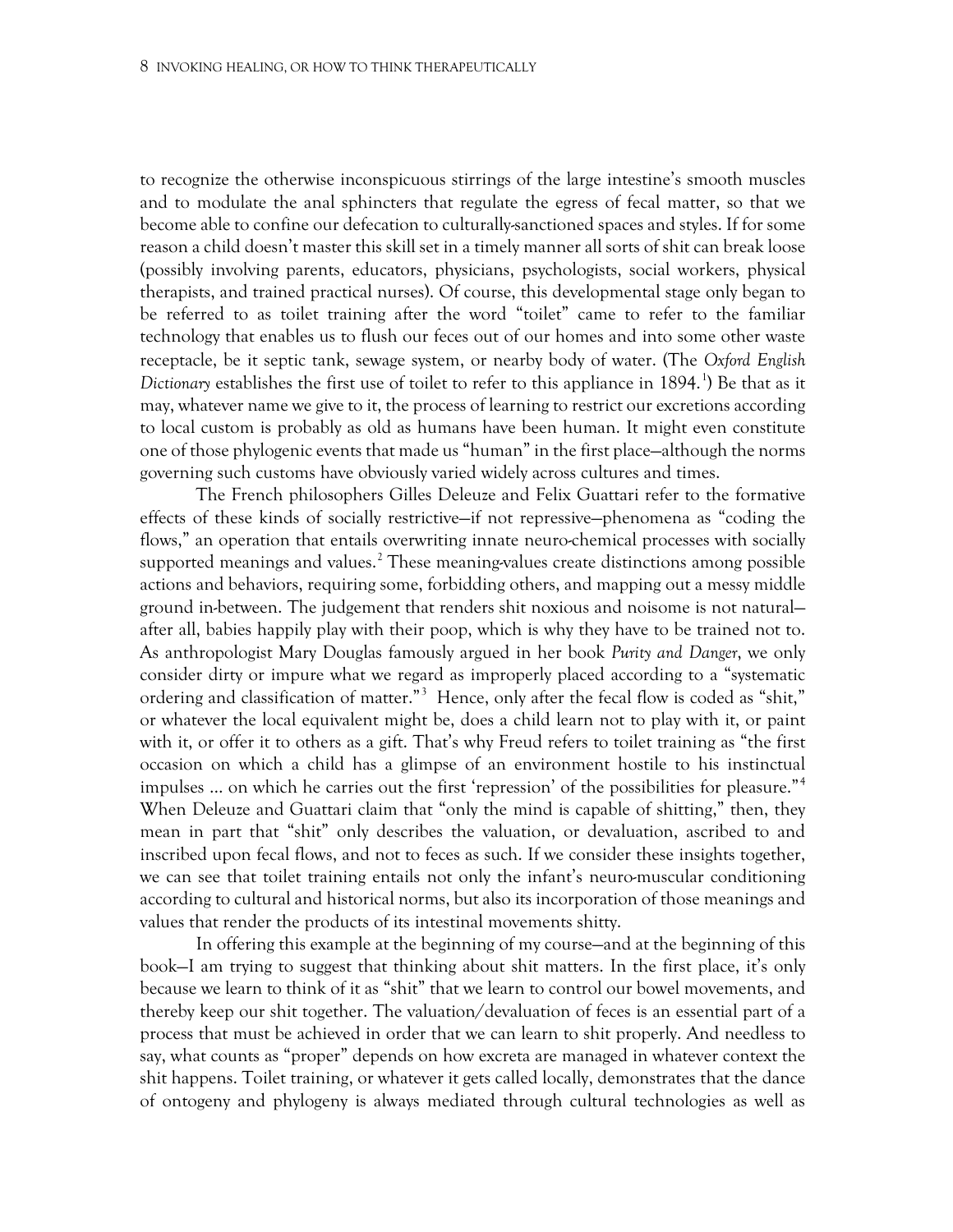to recognize the otherwise inconspicuous stirrings of the large intestine's smooth muscles and to modulate the anal sphincters that regulate the egress of fecal matter, so that we become able to confine our defecation to culturally-sanctioned spaces and styles. If for some reason a child doesn't master this skill set in a timely manner all sorts of shit can break loose (possibly involving parents, educators, physicians, psychologists, social workers, physical therapists, and trained practical nurses). Of course, this developmental stage only began to be referred to as toilet training after the word "toilet" came to refer to the familiar technology that enables us to flush our feces out of our homes and into some other waste receptacle, be it septic tank, sewage system, or nearby body of water. (The *Oxford English Dictionary* establishes the first use of toilet to refer to this appliance in 1894.[1]) Be that as it may, whatever name we give to it, the process of learning to restrict our excretions according to local custom is probably as old as humans have been human. It might even constitute one of those phylogenic events that made us "human" in the first place—although the norms governing such customs have obviously varied widely across cultures and times.

The French philosophers Gilles Deleuze and Felix Guattari refer to the formative effects of these kinds of socially restrictive—if not repressive—phenomena as "coding the flows," an operation that entails overwriting innate neuro-chemical processes with socially supported meanings and values.[2] These meaning-values create distinctions among possible actions and behaviors, requiring some, forbidding others, and mapping out a messy middle ground in-between. The judgement that renders shit noxious and noisome is not natural—after all, babies happily play with their poop, which is why they have to be trained not to. As anthropologist Mary Douglas famously argued in her book *Purity and Danger*, we only consider dirty or impure what we regard as improperly placed according to a "systematic ordering and classification of matter."[3] Hence, only after the fecal flow is coded as "shit," or whatever the local equivalent might be, does a child learn not to play with it, or paint with it, or offer it to others as a gift. That's why Freud refers to toilet training as "the first occasion on which a child has a glimpse of an environment hostile to his instinctual impulses … on which he carries out the first 'repression' of the possibilities for pleasure."[4] When Deleuze and Guattari claim that "only the mind is capable of shitting," then, they mean in part that "shit" only describes the valuation, or devaluation, ascribed to and inscribed upon fecal flows, and not to feces as such. If we consider these insights together, we can see that toilet training entails not only the infant's neuro-muscular conditioning according to cultural and historical norms, but also its incorporation of those meanings and values that render the products of its intestinal movements shitty.

In offering this example at the beginning of my course—and at the beginning of this book—I am trying to suggest that thinking about shit matters. In the first place, it's only because we learn to think of it as "shit" that we learn to control our bowel movements, and thereby keep our shit together. The valuation/devaluation of feces is an essential part of a process that must be achieved in order that we can learn to shit properly. And needless to say, what counts as "proper" depends on how excreta are managed in whatever context the shit happens. Toilet training, or whatever it gets called locally, demonstrates that the dance of ontogeny and phylogeny is always mediated through cultural technologies as well as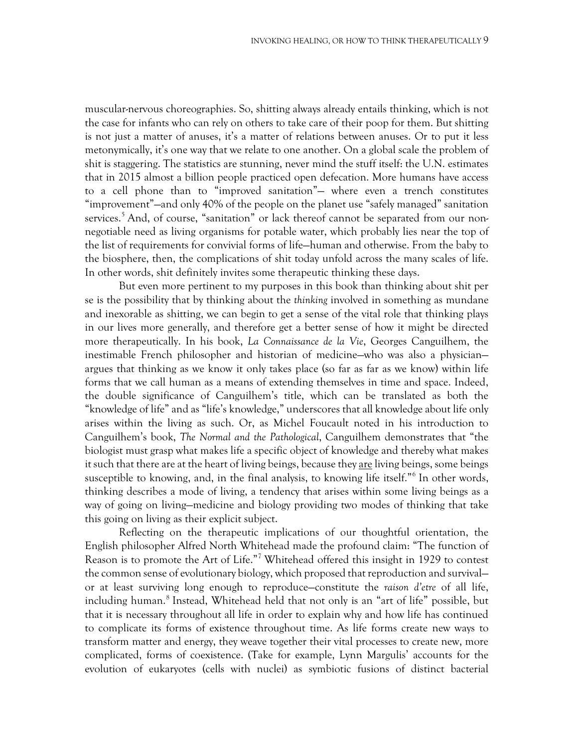muscular-nervous choreographies. So, shitting always already entails thinking, which is not the case for infants who can rely on others to take care of their poop for them. But shitting is not just a matter of anuses, it's a matter of relations between anuses. Or to put it less metonymically, it's one way that we relate to one another. On a global scale the problem of shit is staggering. The statistics are stunning, never mind the stuff itself: the U.N. estimates that in 2015 almost a billion people practiced open defecation. More humans have access to a cell phone than to "improved sanitation"— where even a trench constitutes "improvement"—and only 40% of the people on the planet use "safely managed" sanitation services.[5] And, of course, "sanitation" or lack thereof cannot be separated from our non-negotiable need as living organisms for potable water, which probably lies near the top of the list of requirements for convivial forms of life—human and otherwise. From the baby to the biosphere, then, the complications of shit today unfold across the many scales of life. In other words, shit definitely invites some therapeutic thinking these days.

But even more pertinent to my purposes in this book than thinking about shit per se is the possibility that by thinking about the *thinking* involved in something as mundane and inexorable as shitting, we can begin to get a sense of the vital role that thinking plays in our lives more generally, and therefore get a better sense of how it might be directed more therapeutically. In his book, *La Connaissance de la Vie*, Georges Canguilhem, the inestimable French philosopher and historian of medicine—who was also a physician—argues that thinking as we know it only takes place (so far as far as we know) within life forms that we call human as a means of extending themselves in time and space. Indeed, the double significance of Canguilhem's title, which can be translated as both the "knowledge of life" and as "life's knowledge," underscores that all knowledge about life only arises within the living as such. Or, as Michel Foucault noted in his introduction to Canguilhem's book, *The Normal and the Pathological*, Canguilhem demonstrates that "the biologist must grasp what makes life a specific object of knowledge and thereby what makes it such that there are at the heart of living beings, because they are living beings, some beings susceptible to knowing, and, in the final analysis, to knowing life itself."[6] In other words, thinking describes a mode of living, a tendency that arises within some living beings as a way of going on living—medicine and biology providing two modes of thinking that take this going on living as their explicit subject.

Reflecting on the therapeutic implications of our thoughtful orientation, the English philosopher Alfred North Whitehead made the profound claim: "The function of Reason is to promote the Art of Life."[7] Whitehead offered this insight in 1929 to contest the common sense of evolutionary biology, which proposed that reproduction and survival—or at least surviving long enough to reproduce—constitute the *raison d'etre* of all life, including human.[8] Instead, Whitehead held that not only is an "art of life" possible, but that it is necessary throughout all life in order to explain why and how life has continued to complicate its forms of existence throughout time. As life forms create new ways to transform matter and energy, they weave together their vital processes to create new, more complicated, forms of coexistence. (Take for example, Lynn Margulis' accounts for the evolution of eukaryotes (cells with nuclei) as symbiotic fusions of distinct bacterial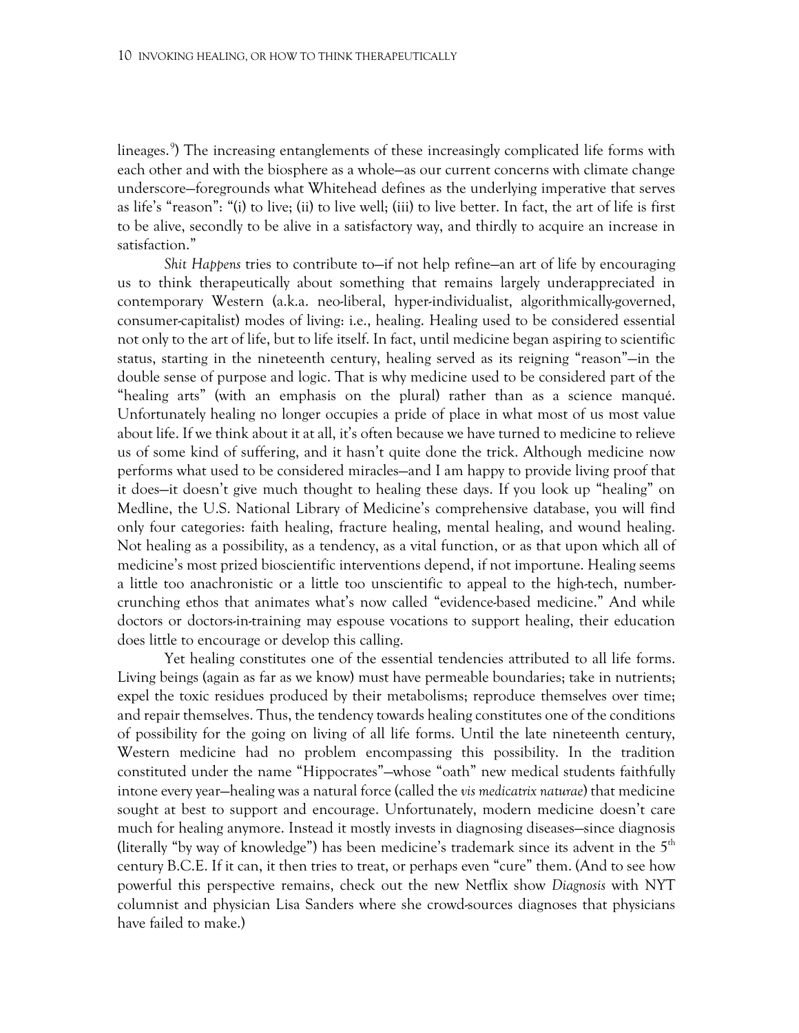lineages.[9]) The increasing entanglements of these increasingly complicated life forms with each other and with the biosphere as a whole—as our current concerns with climate change underscore—foregrounds what Whitehead defines as the underlying imperative that serves as life's "reason": "(i) to live; (ii) to live well; (iii) to live better. In fact, the art of life is first to be alive, secondly to be alive in a satisfactory way, and thirdly to acquire an increase in satisfaction."

*Shit Happens* tries to contribute to—if not help refine—an art of life by encouraging us to think therapeutically about something that remains largely underappreciated in contemporary Western (a.k.a. neo-liberal, hyper-individualist, algorithmically-governed, consumer-capitalist) modes of living: i.e., healing. Healing used to be considered essential not only to the art of life, but to life itself. In fact, until medicine began aspiring to scientific status, starting in the nineteenth century, healing served as its reigning "reason"—in the double sense of purpose and logic. That is why medicine used to be considered part of the "healing arts" (with an emphasis on the plural) rather than as a science manqué. Unfortunately healing no longer occupies a pride of place in what most of us most value about life. If we think about it at all, it's often because we have turned to medicine to relieve us of some kind of suffering, and it hasn't quite done the trick. Although medicine now performs what used to be considered miracles—and I am happy to provide living proof that it does—it doesn't give much thought to healing these days. If you look up "healing" on Medline, the U.S. National Library of Medicine's comprehensive database, you will find only four categories: faith healing, fracture healing, mental healing, and wound healing. Not healing as a possibility, as a tendency, as a vital function, or as that upon which all of medicine's most prized bioscientific interventions depend, if not importune. Healing seems a little too anachronistic or a little too unscientific to appeal to the high-tech, number-crunching ethos that animates what's now called "evidence-based medicine." And while doctors or doctors-in-training may espouse vocations to support healing, their education does little to encourage or develop this calling.

Yet healing constitutes one of the essential tendencies attributed to all life forms. Living beings (again as far as we know) must have permeable boundaries; take in nutrients; expel the toxic residues produced by their metabolisms; reproduce themselves over time; and repair themselves. Thus, the tendency towards healing constitutes one of the conditions of possibility for the going on living of all life forms. Until the late nineteenth century, Western medicine had no problem encompassing this possibility. In the tradition constituted under the name "Hippocrates"—whose "oath" new medical students faithfully intone every year—healing was a natural force (called the *vis medicatrix naturae*) that medicine sought at best to support and encourage. Unfortunately, modern medicine doesn't care much for healing anymore. Instead it mostly invests in diagnosing diseases—since diagnosis (literally "by way of knowledge") has been medicine's trademark since its advent in the 5th century B.C.E. If it can, it then tries to treat, or perhaps even "cure" them. (And to see how powerful this perspective remains, check out the new Netflix show *Diagnosis* with NYT columnist and physician Lisa Sanders where she crowd-sources diagnoses that physicians have failed to make.)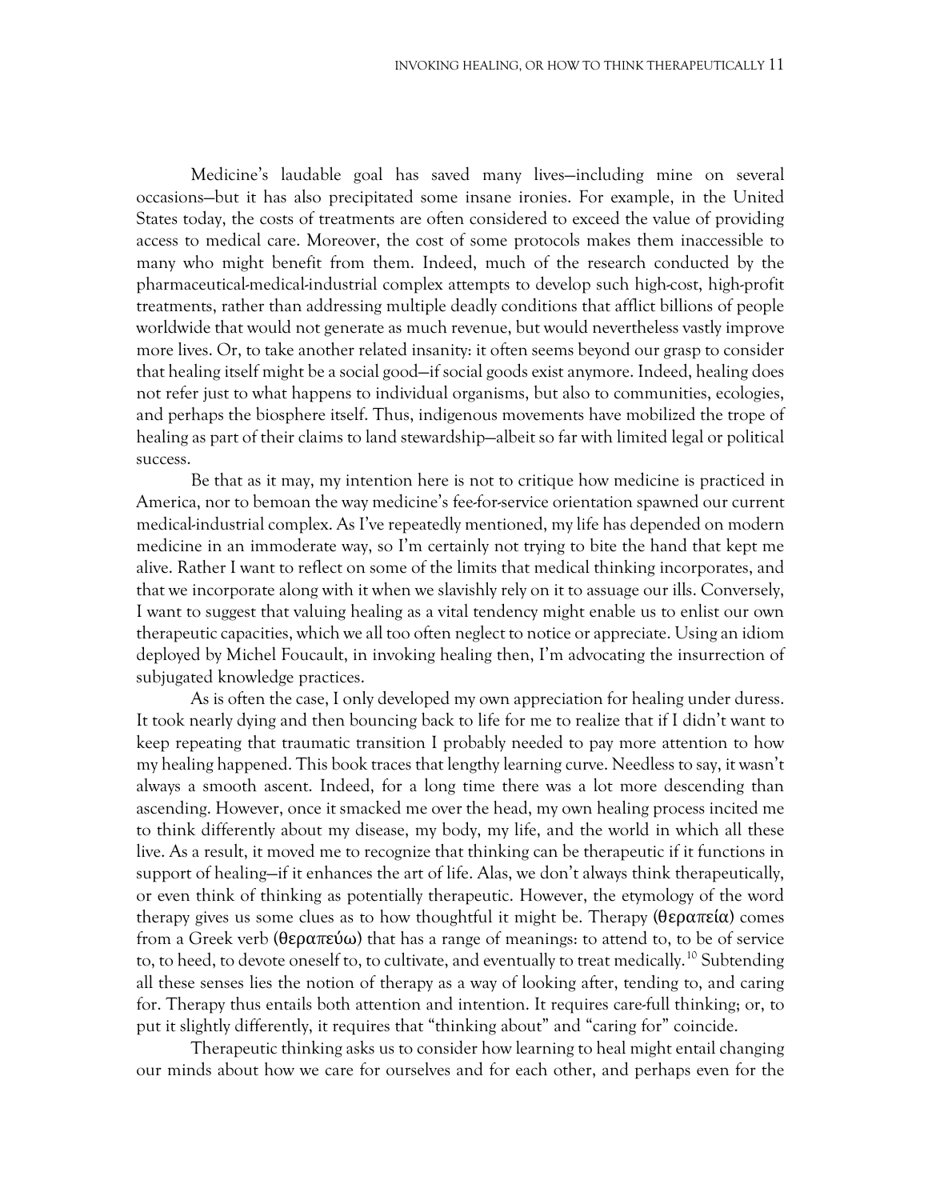Medicine's laudable goal has saved many lives—including mine on several occasions—but it has also precipitated some insane ironies. For example, in the United States today, the costs of treatments are often considered to exceed the value of providing access to medical care. Moreover, the cost of some protocols makes them inaccessible to many who might benefit from them. Indeed, much of the research conducted by the pharmaceutical-medical-industrial complex attempts to develop such high-cost, high-profit treatments, rather than addressing multiple deadly conditions that afflict billions of people worldwide that would not generate as much revenue, but would nevertheless vastly improve more lives. Or, to take another related insanity: it often seems beyond our grasp to consider that healing itself might be a social good—if social goods exist anymore. Indeed, healing does not refer just to what happens to individual organisms, but also to communities, ecologies, and perhaps the biosphere itself. Thus, indigenous movements have mobilized the trope of healing as part of their claims to land stewardship—albeit so far with limited legal or political success.

Be that as it may, my intention here is not to critique how medicine is practiced in America, nor to bemoan the way medicine's fee-for-service orientation spawned our current medical-industrial complex. As I've repeatedly mentioned, my life has depended on modern medicine in an immoderate way, so I'm certainly not trying to bite the hand that kept me alive. Rather I want to reflect on some of the limits that medical thinking incorporates, and that we incorporate along with it when we slavishly rely on it to assuage our ills. Conversely, I want to suggest that valuing healing as a vital tendency might enable us to enlist our own therapeutic capacities, which we all too often neglect to notice or appreciate. Using an idiom deployed by Michel Foucault, in invoking healing then, I'm advocating the insurrection of subjugated knowledge practices.

As is often the case, I only developed my own appreciation for healing under duress. It took nearly dying and then bouncing back to life for me to realize that if I didn't want to keep repeating that traumatic transition I probably needed to pay more attention to how my healing happened. This book traces that lengthy learning curve. Needless to say, it wasn't always a smooth ascent. Indeed, for a long time there was a lot more descending than ascending. However, once it smacked me over the head, my own healing process incited me to think differently about my disease, my body, my life, and the world in which all these live. As a result, it moved me to recognize that thinking can be therapeutic if it functions in support of healing—if it enhances the art of life. Alas, we don't always think therapeutically, or even think of thinking as potentially therapeutic. However, the etymology of the word therapy gives us some clues as to how thoughtful it might be. Therapy (θεραπεία) comes from a Greek verb (θεραπεύω) that has a range of meanings: to attend to, to be of service to, to heed, to devote oneself to, to cultivate, and eventually to treat medically.[10] Subtending all these senses lies the notion of therapy as a way of looking after, tending to, and caring for. Therapy thus entails both attention and intention. It requires care-full thinking; or, to put it slightly differently, it requires that "thinking about" and "caring for" coincide.

Therapeutic thinking asks us to consider how learning to heal might entail changing our minds about how we care for ourselves and for each other, and perhaps even for the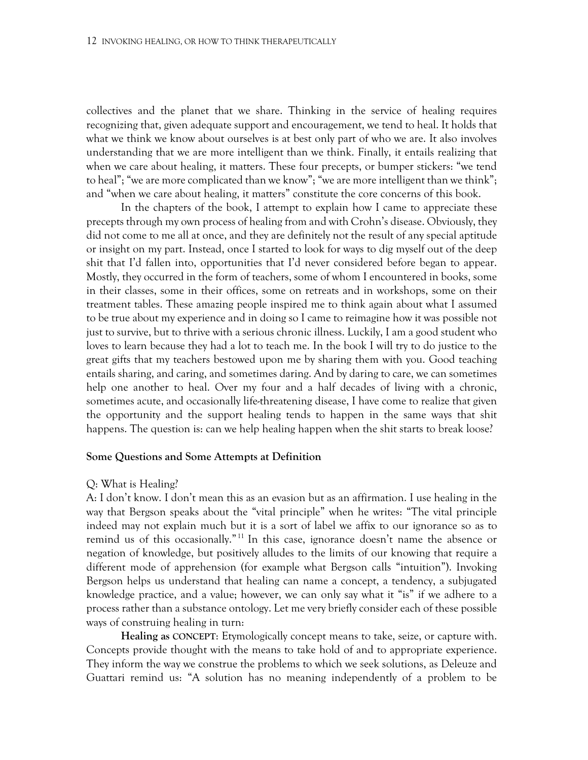collectives and the planet that we share. Thinking in the service of healing requires recognizing that, given adequate support and encouragement, we tend to heal. It holds that what we think we know about ourselves is at best only part of who we are. It also involves understanding that we are more intelligent than we think. Finally, it entails realizing that when we care about healing, it matters. These four precepts, or bumper stickers: "we tend to heal"; "we are more complicated than we know"; "we are more intelligent than we think"; and "when we care about healing, it matters" constitute the core concerns of this book.

In the chapters of the book, I attempt to explain how I came to appreciate these precepts through my own process of healing from and with Crohn's disease. Obviously, they did not come to me all at once, and they are definitely not the result of any special aptitude or insight on my part. Instead, once I started to look for ways to dig myself out of the deep shit that I'd fallen into, opportunities that I'd never considered before began to appear. Mostly, they occurred in the form of teachers, some of whom I encountered in books, some in their classes, some in their offices, some on retreats and in workshops, some on their treatment tables. These amazing people inspired me to think again about what I assumed to be true about my experience and in doing so I came to reimagine how it was possible not just to survive, but to thrive with a serious chronic illness. Luckily, I am a good student who loves to learn because they had a lot to teach me. In the book I will try to do justice to the great gifts that my teachers bestowed upon me by sharing them with you. Good teaching entails sharing, and caring, and sometimes daring. And by daring to care, we can sometimes help one another to heal. Over my four and a half decades of living with a chronic, sometimes acute, and occasionally life-threatening disease, I have come to realize that given the opportunity and the support healing tends to happen in the same ways that shit happens. The question is: can we help healing happen when the shit starts to break loose?

### Some Questions and Some Attempts at Definition

Q: What is Healing?
A: I don't know. I don't mean this as an evasion but as an affirmation. I use healing in the way that Bergson speaks about the "vital principle" when he writes: "The vital principle indeed may not explain much but it is a sort of label we affix to our ignorance so as to remind us of this occasionally."[11] In this case, ignorance doesn't name the absence or negation of knowledge, but positively alludes to the limits of our knowing that require a different mode of apprehension (for example what Bergson calls "intuition"). Invoking Bergson helps us understand that healing can name a concept, a tendency, a subjugated knowledge practice, and a value; however, we can only say what it "is" if we adhere to a process rather than a substance ontology. Let me very briefly consider each of these possible ways of construing healing in turn:

**Healing as CONCEPT**: Etymologically concept means to take, seize, or capture with. Concepts provide thought with the means to take hold of and to appropriate experience. They inform the way we construe the problems to which we seek solutions, as Deleuze and Guattari remind us: "A solution has no meaning independently of a problem to be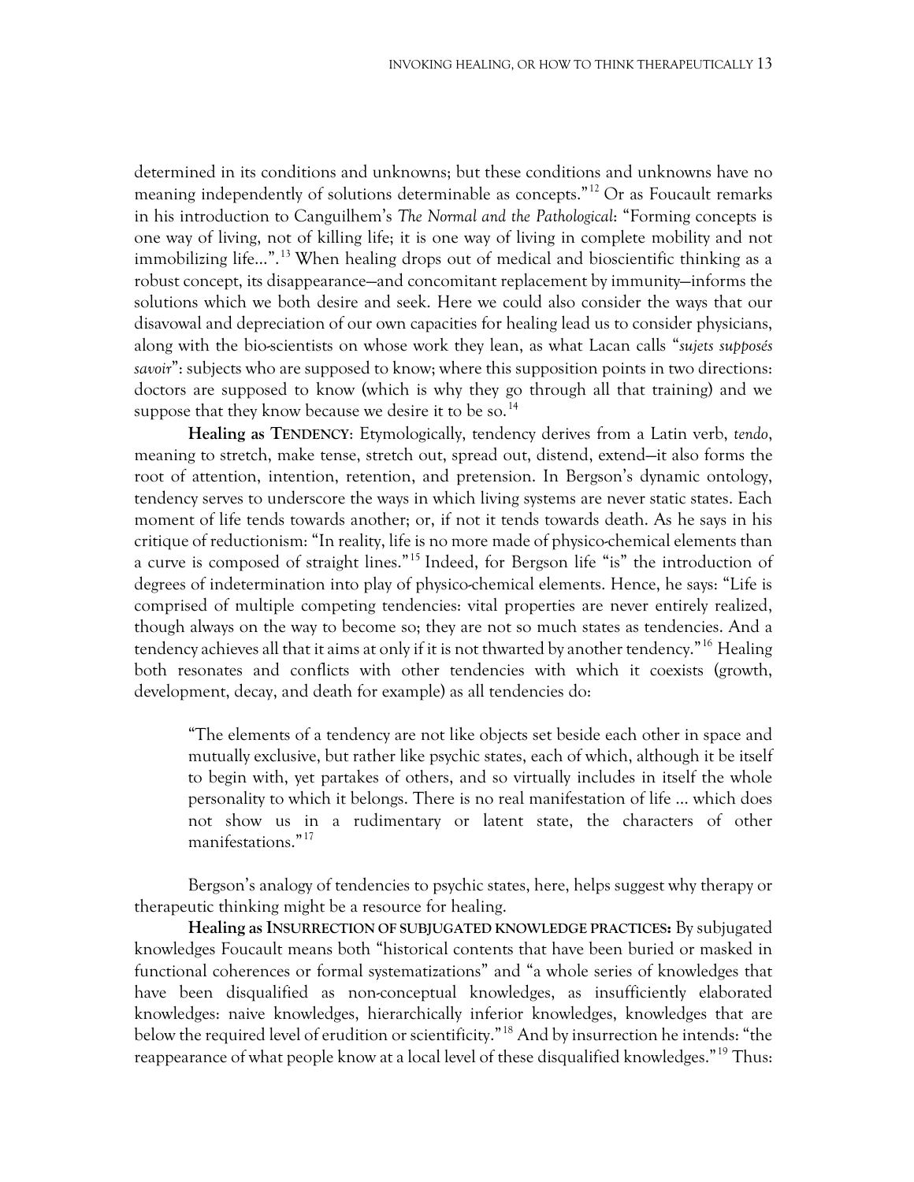determined in its conditions and unknowns; but these conditions and unknowns have no meaning independently of solutions determinable as concepts."[12] Or as Foucault remarks in his introduction to Canguilhem's *The Normal and the Pathological*: "Forming concepts is one way of living, not of killing life; it is one way of living in complete mobility and not immobilizing life...".[13] When healing drops out of medical and bioscientific thinking as a robust concept, its disappearance—and concomitant replacement by immunity—informs the solutions which we both desire and seek. Here we could also consider the ways that our disavowal and depreciation of our own capacities for healing lead us to consider physicians, along with the bio-scientists on whose work they lean, as what Lacan calls "*sujets supposés savoir*": subjects who are supposed to know; where this supposition points in two directions: doctors are supposed to know (which is why they go through all that training) and we suppose that they know because we desire it to be so.[14]

**Healing as TENDENCY**: Etymologically, tendency derives from a Latin verb, *tendo*, meaning to stretch, make tense, stretch out, spread out, distend, extend—it also forms the root of attention, intention, retention, and pretension. In Bergson's dynamic ontology, tendency serves to underscore the ways in which living systems are never static states. Each moment of life tends towards another; or, if not it tends towards death. As he says in his critique of reductionism: "In reality, life is no more made of physico-chemical elements than a curve is composed of straight lines."[15] Indeed, for Bergson life "is" the introduction of degrees of indetermination into play of physico-chemical elements. Hence, he says: "Life is comprised of multiple competing tendencies: vital properties are never entirely realized, though always on the way to become so; they are not so much states as tendencies. And a tendency achieves all that it aims at only if it is not thwarted by another tendency."[16] Healing both resonates and conflicts with other tendencies with which it coexists (growth, development, decay, and death for example) as all tendencies do:

> "The elements of a tendency are not like objects set beside each other in space and mutually exclusive, but rather like psychic states, each of which, although it be itself to begin with, yet partakes of others, and so virtually includes in itself the whole personality to which it belongs. There is no real manifestation of life ... which does not show us in a rudimentary or latent state, the characters of other manifestations."[17]

Bergson's analogy of tendencies to psychic states, here, helps suggest why therapy or therapeutic thinking might be a resource for healing.

**Healing as INSURRECTION OF SUBJUGATED KNOWLEDGE PRACTICES:** By subjugated knowledges Foucault means both "historical contents that have been buried or masked in functional coherences or formal systematizations" and "a whole series of knowledges that have been disqualified as non-conceptual knowledges, as insufficiently elaborated knowledges: naive knowledges, hierarchically inferior knowledges, knowledges that are below the required level of erudition or scientificity."[18] And by insurrection he intends: "the reappearance of what people know at a local level of these disqualified knowledges."[19] Thus: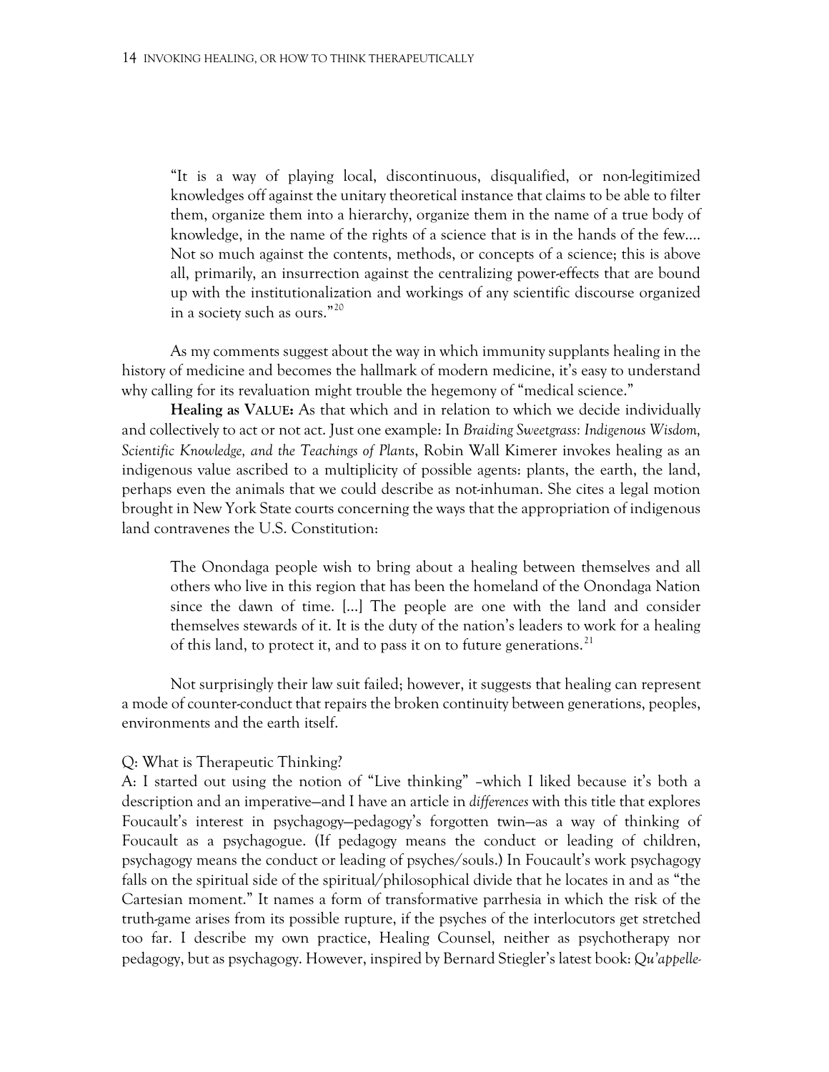> "It is a way of playing local, discontinuous, disqualified, or non-legitimized knowledges off against the unitary theoretical instance that claims to be able to filter them, organize them into a hierarchy, organize them in the name of a true body of knowledge, in the name of the rights of a science that is in the hands of the few.... Not so much against the contents, methods, or concepts of a science; this is above all, primarily, an insurrection against the centralizing power-effects that are bound up with the institutionalization and workings of any scientific discourse organized in a society such as ours."[20]

As my comments suggest about the way in which immunity supplants healing in the history of medicine and becomes the hallmark of modern medicine, it's easy to understand why calling for its revaluation might trouble the hegemony of "medical science."

**Healing as VALUE:** As that which and in relation to which we decide individually and collectively to act or not act. Just one example: In *Braiding Sweetgrass: Indigenous Wisdom, Scientific Knowledge, and the Teachings of Plants*, Robin Wall Kimerer invokes healing as an indigenous value ascribed to a multiplicity of possible agents: plants, the earth, the land, perhaps even the animals that we could describe as not-inhuman. She cites a legal motion brought in New York State courts concerning the ways that the appropriation of indigenous land contravenes the U.S. Constitution:

> The Onondaga people wish to bring about a healing between themselves and all others who live in this region that has been the homeland of the Onondaga Nation since the dawn of time. [...] The people are one with the land and consider themselves stewards of it. It is the duty of the nation's leaders to work for a healing of this land, to protect it, and to pass it on to future generations.[21]

Not surprisingly their law suit failed; however, it suggests that healing can represent a mode of counter-conduct that repairs the broken continuity between generations, peoples, environments and the earth itself.

Q: What is Therapeutic Thinking?
A: I started out using the notion of "Live thinking" –which I liked because it's both a description and an imperative—and I have an article in *differences* with this title that explores Foucault's interest in psychagogy—pedagogy's forgotten twin—as a way of thinking of Foucault as a psychagogue. (If pedagogy means the conduct or leading of children, psychagogy means the conduct or leading of psyches/souls.) In Foucault's work psychagogy falls on the spiritual side of the spiritual/philosophical divide that he locates in and as "the Cartesian moment." It names a form of transformative parrhesia in which the risk of the truth-game arises from its possible rupture, if the psyches of the interlocutors get stretched too far. I describe my own practice, Healing Counsel, neither as psychotherapy nor pedagogy, but as psychagogy. However, inspired by Bernard Stiegler's latest book: *Qu'appelle-*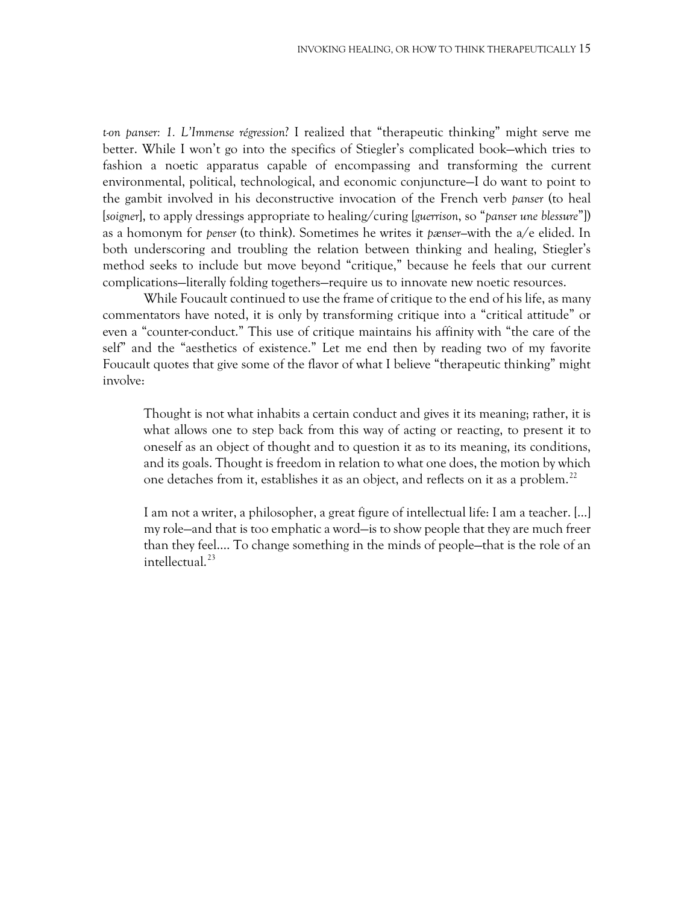*t-on panser: 1. L'Immense régression?* I realized that "therapeutic thinking" might serve me better. While I won't go into the specifics of Stiegler's complicated book—which tries to fashion a noetic apparatus capable of encompassing and transforming the current environmental, political, technological, and economic conjuncture—I do want to point to the gambit involved in his deconstructive invocation of the French verb *panser* (to heal [*soigner*], to apply dressings appropriate to healing/curing [*guerrison*, so "*panser une blessure*"]) as a homonym for *penser* (to think). Sometimes he writes it *pænser*—with the a/e elided. In both underscoring and troubling the relation between thinking and healing, Stiegler's method seeks to include but move beyond "critique," because he feels that our current complications—literally folding togethers—require us to innovate new noetic resources.

While Foucault continued to use the frame of critique to the end of his life, as many commentators have noted, it is only by transforming critique into a "critical attitude" or even a "counter-conduct." This use of critique maintains his affinity with "the care of the self" and the "aesthetics of existence." Let me end then by reading two of my favorite Foucault quotes that give some of the flavor of what I believe "therapeutic thinking" might involve:

> Thought is not what inhabits a certain conduct and gives it its meaning; rather, it is what allows one to step back from this way of acting or reacting, to present it to oneself as an object of thought and to question it as to its meaning, its conditions, and its goals. Thought is freedom in relation to what one does, the motion by which one detaches from it, establishes it as an object, and reflects on it as a problem.[22]

> I am not a writer, a philosopher, a great figure of intellectual life: I am a teacher. [...] my role—and that is too emphatic a word—is to show people that they are much freer than they feel.... To change something in the minds of people—that is the role of an intellectual.[23]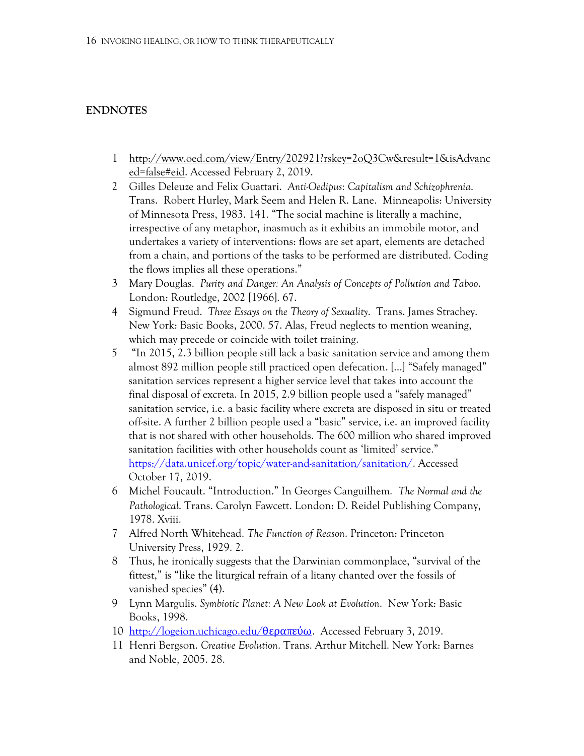## ENDNOTES

1. http://www.oed.com/view/Entry/202921?rskey=2oQ3Cw&result=1&isAdvanced=false#eid. Accessed February 2, 2019.
2. Gilles Deleuze and Felix Guattari. *Anti-Oedipus: Capitalism and Schizophrenia*. Trans. Robert Hurley, Mark Seem and Helen R. Lane. Minneapolis: University of Minnesota Press, 1983. 141. "The social machine is literally a machine, irrespective of any metaphor, inasmuch as it exhibits an immobile motor, and undertakes a variety of interventions: flows are set apart, elements are detached from a chain, and portions of the tasks to be performed are distributed. Coding the flows implies all these operations."
3. Mary Douglas. *Purity and Danger: An Analysis of Concepts of Pollution and Taboo*. London: Routledge, 2002 [1966]. 67.
4. Sigmund Freud. *Three Essays on the Theory of Sexuality*. Trans. James Strachey. New York: Basic Books, 2000. 57. Alas, Freud neglects to mention weaning, which may precede or coincide with toilet training.
5. "In 2015, 2.3 billion people still lack a basic sanitation service and among them almost 892 million people still practiced open defecation. [...] "Safely managed" sanitation services represent a higher service level that takes into account the final disposal of excreta. In 2015, 2.9 billion people used a "safely managed" sanitation service, i.e. a basic facility where excreta are disposed in situ or treated off-site. A further 2 billion people used a "basic" service, i.e. an improved facility that is not shared with other households. The 600 million who shared improved sanitation facilities with other households count as 'limited' service." https://data.unicef.org/topic/water-and-sanitation/sanitation/. Accessed October 17, 2019.
6. Michel Foucault. "Introduction." In Georges Canguilhem. *The Normal and the Pathological*. Trans. Carolyn Fawcett. London: D. Reidel Publishing Company, 1978. Xviii.
7. Alfred North Whitehead. *The Function of Reason*. Princeton: Princeton University Press, 1929. 2.
8. Thus, he ironically suggests that the Darwinian commonplace, "survival of the fittest," is "like the liturgical refrain of a litany chanted over the fossils of vanished species" (4).
9. Lynn Margulis. *Symbiotic Planet: A New Look at Evolution*. New York: Basic Books, 1998.
10. http://logeion.uchicago.edu/θεραπεύω. Accessed February 3, 2019.
11. Henri Bergson. *Creative Evolution*. Trans. Arthur Mitchell. New York: Barnes and Noble, 2005. 28.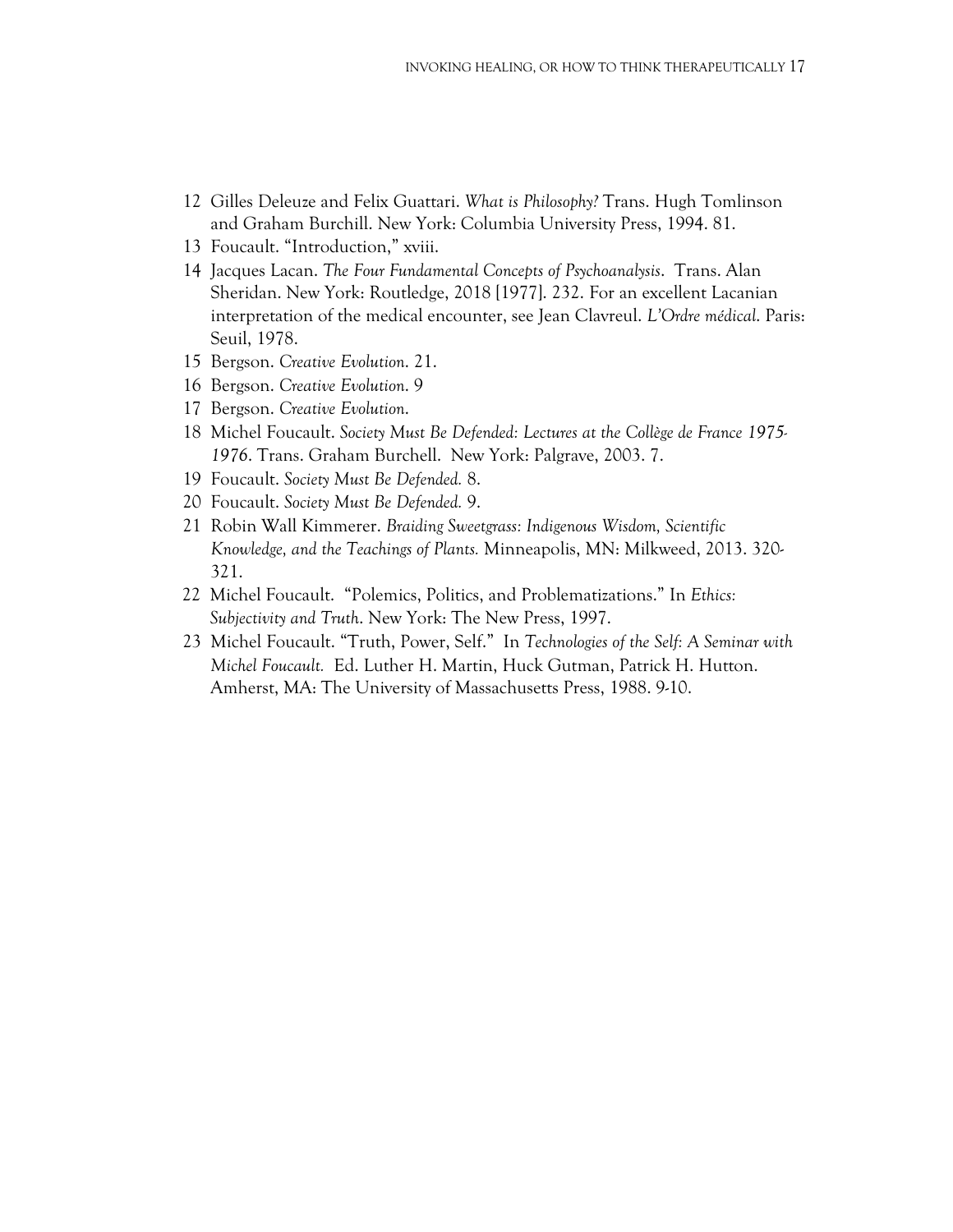12 Gilles Deleuze and Felix Guattari. *What is Philosophy?* Trans. Hugh Tomlinson and Graham Burchill. New York: Columbia University Press, 1994. 81.

13 Foucault. "Introduction," xviii.

14 Jacques Lacan. *The Four Fundamental Concepts of Psychoanalysis*. Trans. Alan Sheridan. New York: Routledge, 2018 [1977]. 232. For an excellent Lacanian interpretation of the medical encounter, see Jean Clavreul. *L'Ordre médical*. Paris: Seuil, 1978.

15 Bergson. *Creative Evolution*. 21.

16 Bergson. *Creative Evolution*. 9

17 Bergson. *Creative Evolution*.

18 Michel Foucault. *Society Must Be Defended: Lectures at the Collège de France 1975-1976*. Trans. Graham Burchell. New York: Palgrave, 2003. 7.

19 Foucault. *Society Must Be Defended.* 8.

20 Foucault. *Society Must Be Defended.* 9.

21 Robin Wall Kimmerer. *Braiding Sweetgrass: Indigenous Wisdom, Scientific Knowledge, and the Teachings of Plants.* Minneapolis, MN: Milkweed, 2013. 320-321.

22 Michel Foucault. "Polemics, Politics, and Problematizations." In *Ethics: Subjectivity and Truth*. New York: The New Press, 1997.

23 Michel Foucault. "Truth, Power, Self." In *Technologies of the Self: A Seminar with Michel Foucault.* Ed. Luther H. Martin, Huck Gutman, Patrick H. Hutton. Amherst, MA: The University of Massachusetts Press, 1988. 9-10.